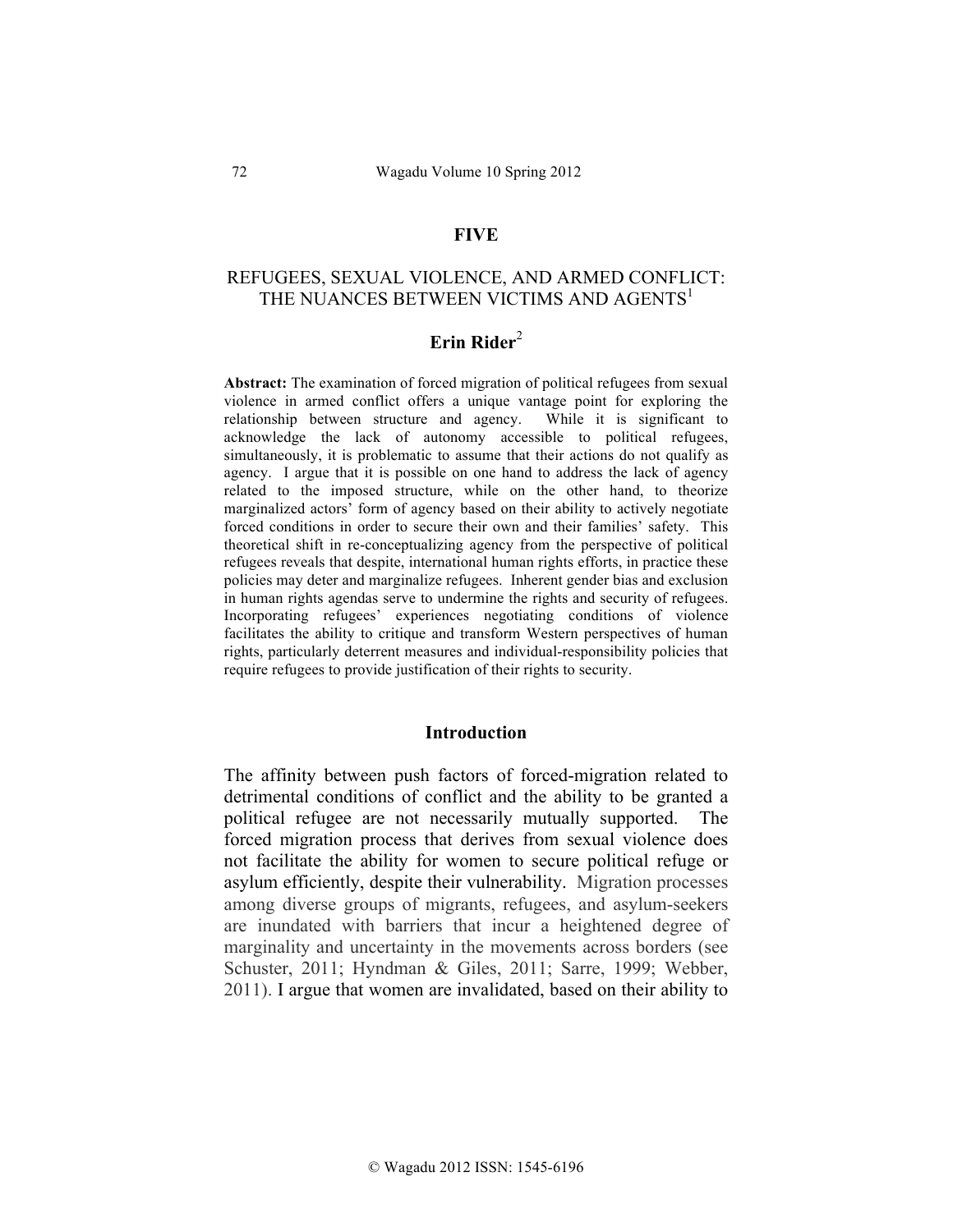# FIVE

## REFUGEES, SEXUAL VIOLENCE, AND ARMED CONFLICT: THE NUANCES BETWEEN VICTIMS AND AGENTS[1]

### Erin Rider[2]

**Abstract:** The examination of forced migration of political refugees from sexual violence in armed conflict offers a unique vantage point for exploring the relationship between structure and agency. While it is significant to acknowledge the lack of autonomy accessible to political refugees, simultaneously, it is problematic to assume that their actions do not qualify as agency. I argue that it is possible on one hand to address the lack of agency related to the imposed structure, while on the other hand, to theorize marginalized actors' form of agency based on their ability to actively negotiate forced conditions in order to secure their own and their families' safety. This theoretical shift in re-conceptualizing agency from the perspective of political refugees reveals that despite, international human rights efforts, in practice these policies may deter and marginalize refugees. Inherent gender bias and exclusion in human rights agendas serve to undermine the rights and security of refugees. Incorporating refugees' experiences negotiating conditions of violence facilitates the ability to critique and transform Western perspectives of human rights, particularly deterrent measures and individual-responsibility policies that require refugees to provide justification of their rights to security.

## Introduction

The affinity between push factors of forced-migration related to detrimental conditions of conflict and the ability to be granted a political refugee are not necessarily mutually supported. The forced migration process that derives from sexual violence does not facilitate the ability for women to secure political refuge or asylum efficiently, despite their vulnerability. Migration processes among diverse groups of migrants, refugees, and asylum-seekers are inundated with barriers that incur a heightened degree of marginality and uncertainty in the movements across borders (see Schuster, 2011; Hyndman & Giles, 2011; Sarre, 1999; Webber, 2011). I argue that women are invalidated, based on their ability to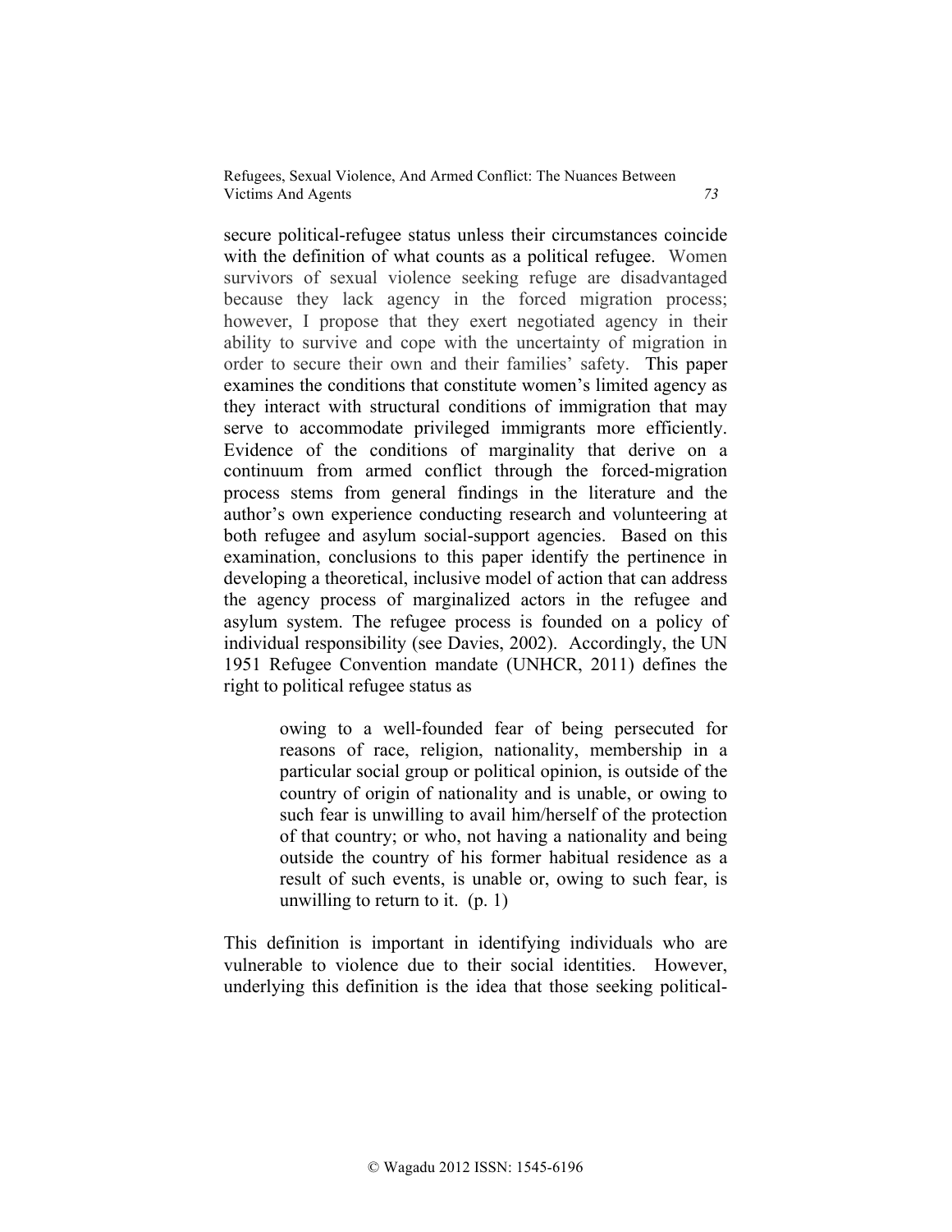secure political-refugee status unless their circumstances coincide with the definition of what counts as a political refugee. Women survivors of sexual violence seeking refuge are disadvantaged because they lack agency in the forced migration process; however, I propose that they exert negotiated agency in their ability to survive and cope with the uncertainty of migration in order to secure their own and their families' safety. This paper examines the conditions that constitute women's limited agency as they interact with structural conditions of immigration that may serve to accommodate privileged immigrants more efficiently. Evidence of the conditions of marginality that derive on a continuum from armed conflict through the forced-migration process stems from general findings in the literature and the author's own experience conducting research and volunteering at both refugee and asylum social-support agencies. Based on this examination, conclusions to this paper identify the pertinence in developing a theoretical, inclusive model of action that can address the agency process of marginalized actors in the refugee and asylum system. The refugee process is founded on a policy of individual responsibility (see Davies, 2002). Accordingly, the UN 1951 Refugee Convention mandate (UNHCR, 2011) defines the right to political refugee status as

> owing to a well-founded fear of being persecuted for reasons of race, religion, nationality, membership in a particular social group or political opinion, is outside of the country of origin of nationality and is unable, or owing to such fear is unwilling to avail him/herself of the protection of that country; or who, not having a nationality and being outside the country of his former habitual residence as a result of such events, is unable or, owing to such fear, is unwilling to return to it. (p. 1)

This definition is important in identifying individuals who are vulnerable to violence due to their social identities. However, underlying this definition is the idea that those seeking political-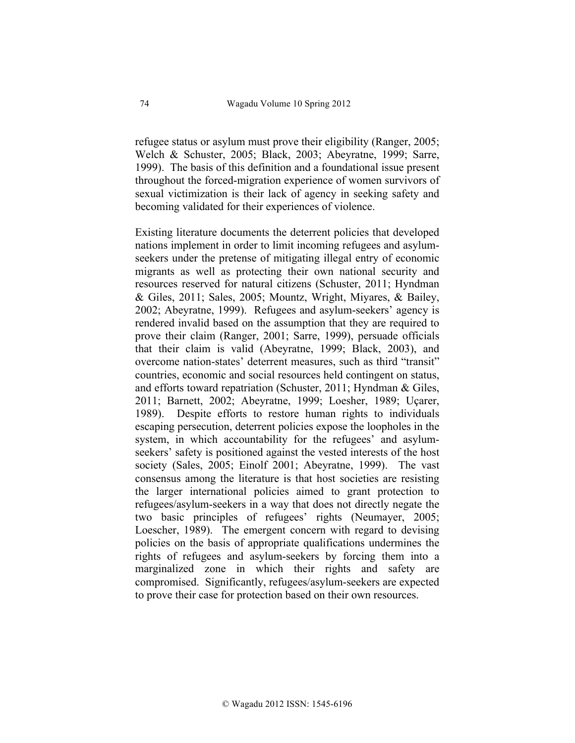refugee status or asylum must prove their eligibility (Ranger, 2005; Welch & Schuster, 2005; Black, 2003; Abeyratne, 1999; Sarre, 1999). The basis of this definition and a foundational issue present throughout the forced-migration experience of women survivors of sexual victimization is their lack of agency in seeking safety and becoming validated for their experiences of violence.

Existing literature documents the deterrent policies that developed nations implement in order to limit incoming refugees and asylum-seekers under the pretense of mitigating illegal entry of economic migrants as well as protecting their own national security and resources reserved for natural citizens (Schuster, 2011; Hyndman & Giles, 2011; Sales, 2005; Mountz, Wright, Miyares, & Bailey, 2002; Abeyratne, 1999). Refugees and asylum-seekers' agency is rendered invalid based on the assumption that they are required to prove their claim (Ranger, 2001; Sarre, 1999), persuade officials that their claim is valid (Abeyratne, 1999; Black, 2003), and overcome nation-states' deterrent measures, such as third "transit" countries, economic and social resources held contingent on status, and efforts toward repatriation (Schuster, 2011; Hyndman & Giles, 2011; Barnett, 2002; Abeyratne, 1999; Loesher, 1989; Uçarer, 1989). Despite efforts to restore human rights to individuals escaping persecution, deterrent policies expose the loopholes in the system, in which accountability for the refugees' and asylum-seekers' safety is positioned against the vested interests of the host society (Sales, 2005; Einolf 2001; Abeyratne, 1999). The vast consensus among the literature is that host societies are resisting the larger international policies aimed to grant protection to refugees/asylum-seekers in a way that does not directly negate the two basic principles of refugees' rights (Neumayer, 2005; Loescher, 1989). The emergent concern with regard to devising policies on the basis of appropriate qualifications undermines the rights of refugees and asylum-seekers by forcing them into a marginalized zone in which their rights and safety are compromised. Significantly, refugees/asylum-seekers are expected to prove their case for protection based on their own resources.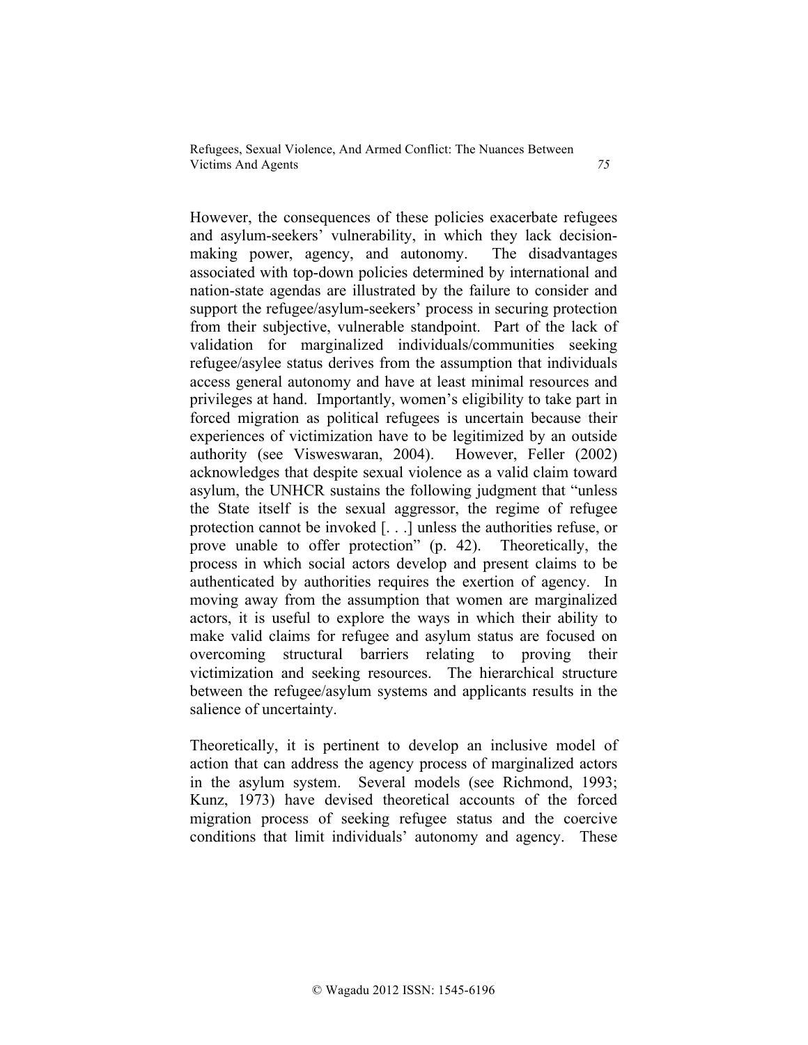However, the consequences of these policies exacerbate refugees and asylum-seekers' vulnerability, in which they lack decision-making power, agency, and autonomy. The disadvantages associated with top-down policies determined by international and nation-state agendas are illustrated by the failure to consider and support the refugee/asylum-seekers' process in securing protection from their subjective, vulnerable standpoint. Part of the lack of validation for marginalized individuals/communities seeking refugee/asylee status derives from the assumption that individuals access general autonomy and have at least minimal resources and privileges at hand. Importantly, women's eligibility to take part in forced migration as political refugees is uncertain because their experiences of victimization have to be legitimized by an outside authority (see Visweswaran, 2004). However, Feller (2002) acknowledges that despite sexual violence as a valid claim toward asylum, the UNHCR sustains the following judgment that "unless the State itself is the sexual aggressor, the regime of refugee protection cannot be invoked [. . .] unless the authorities refuse, or prove unable to offer protection" (p. 42). Theoretically, the process in which social actors develop and present claims to be authenticated by authorities requires the exertion of agency. In moving away from the assumption that women are marginalized actors, it is useful to explore the ways in which their ability to make valid claims for refugee and asylum status are focused on overcoming structural barriers relating to proving their victimization and seeking resources. The hierarchical structure between the refugee/asylum systems and applicants results in the salience of uncertainty.

Theoretically, it is pertinent to develop an inclusive model of action that can address the agency process of marginalized actors in the asylum system. Several models (see Richmond, 1993; Kunz, 1973) have devised theoretical accounts of the forced migration process of seeking refugee status and the coercive conditions that limit individuals' autonomy and agency. These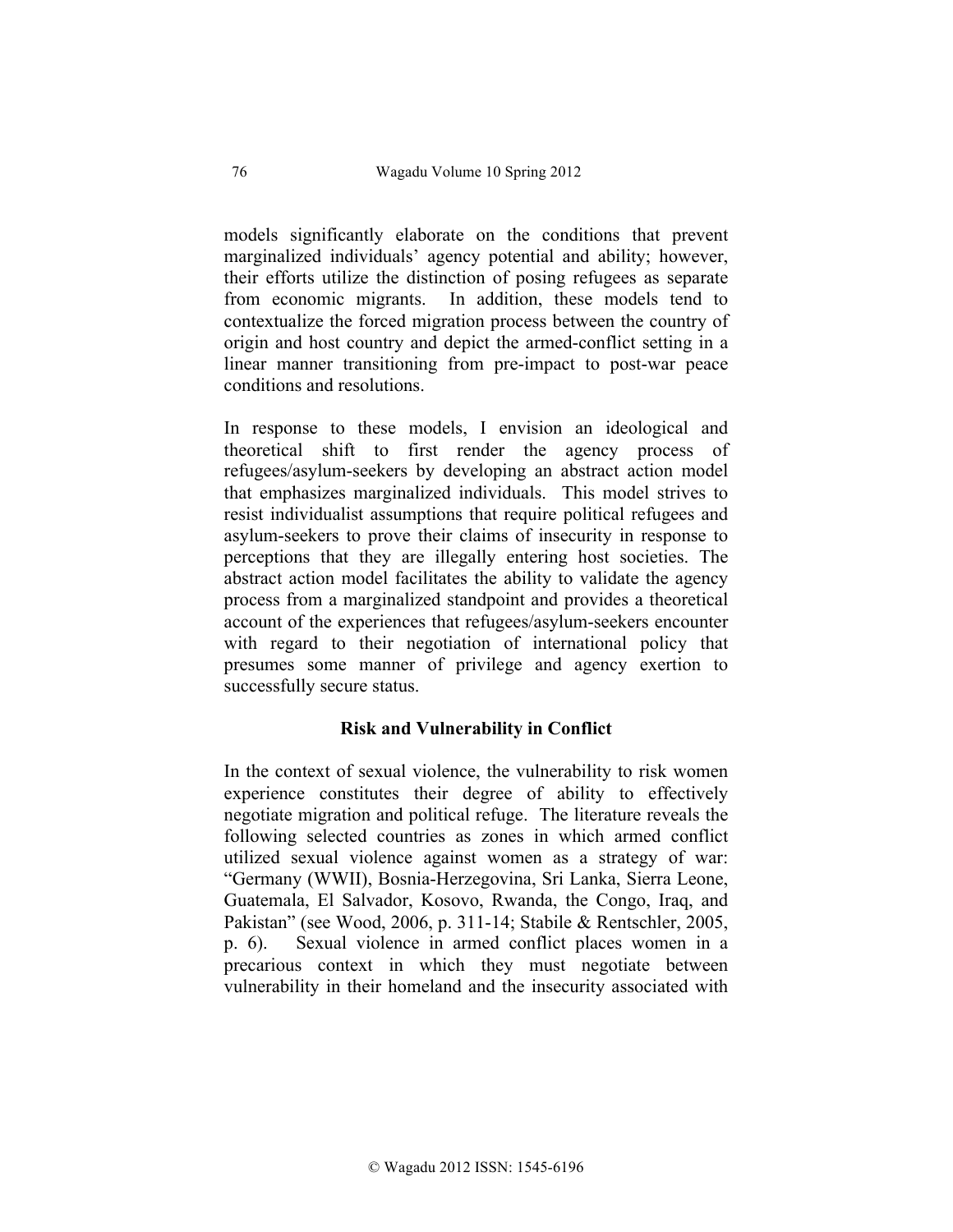models significantly elaborate on the conditions that prevent marginalized individuals' agency potential and ability; however, their efforts utilize the distinction of posing refugees as separate from economic migrants. In addition, these models tend to contextualize the forced migration process between the country of origin and host country and depict the armed-conflict setting in a linear manner transitioning from pre-impact to post-war peace conditions and resolutions.

In response to these models, I envision an ideological and theoretical shift to first render the agency process of refugees/asylum-seekers by developing an abstract action model that emphasizes marginalized individuals. This model strives to resist individualist assumptions that require political refugees and asylum-seekers to prove their claims of insecurity in response to perceptions that they are illegally entering host societies. The abstract action model facilitates the ability to validate the agency process from a marginalized standpoint and provides a theoretical account of the experiences that refugees/asylum-seekers encounter with regard to their negotiation of international policy that presumes some manner of privilege and agency exertion to successfully secure status.

## Risk and Vulnerability in Conflict

In the context of sexual violence, the vulnerability to risk women experience constitutes their degree of ability to effectively negotiate migration and political refuge. The literature reveals the following selected countries as zones in which armed conflict utilized sexual violence against women as a strategy of war: "Germany (WWII), Bosnia-Herzegovina, Sri Lanka, Sierra Leone, Guatemala, El Salvador, Kosovo, Rwanda, the Congo, Iraq, and Pakistan" (see Wood, 2006, p. 311-14; Stabile & Rentschler, 2005, p. 6). Sexual violence in armed conflict places women in a precarious context in which they must negotiate between vulnerability in their homeland and the insecurity associated with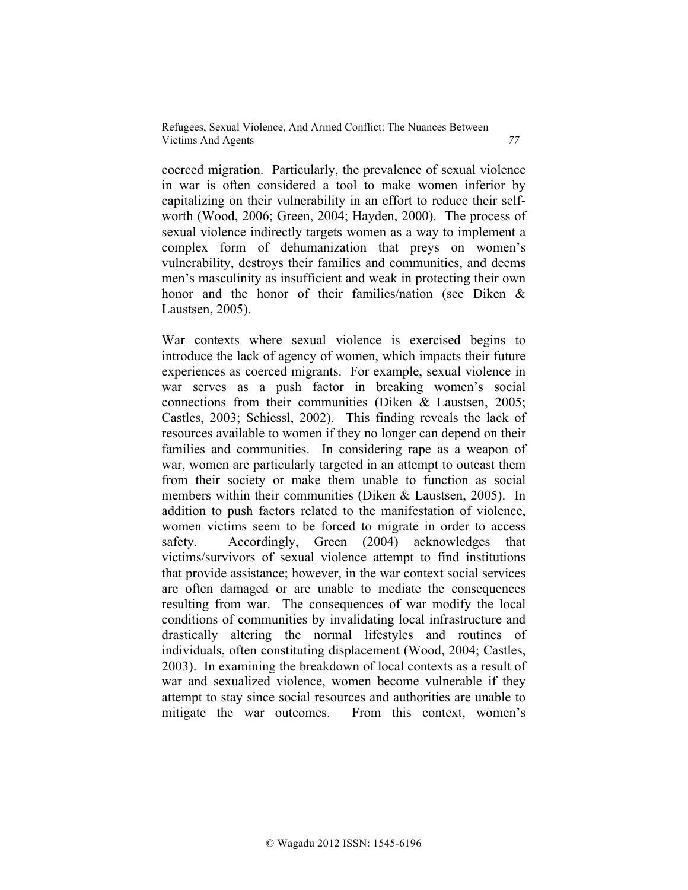coerced migration. Particularly, the prevalence of sexual violence in war is often considered a tool to make women inferior by capitalizing on their vulnerability in an effort to reduce their self-worth (Wood, 2006; Green, 2004; Hayden, 2000). The process of sexual violence indirectly targets women as a way to implement a complex form of dehumanization that preys on women's vulnerability, destroys their families and communities, and deems men's masculinity as insufficient and weak in protecting their own honor and the honor of their families/nation (see Diken & Laustsen, 2005).

War contexts where sexual violence is exercised begins to introduce the lack of agency of women, which impacts their future experiences as coerced migrants. For example, sexual violence in war serves as a push factor in breaking women's social connections from their communities (Diken & Laustsen, 2005; Castles, 2003; Schiessl, 2002). This finding reveals the lack of resources available to women if they no longer can depend on their families and communities. In considering rape as a weapon of war, women are particularly targeted in an attempt to outcast them from their society or make them unable to function as social members within their communities (Diken & Laustsen, 2005). In addition to push factors related to the manifestation of violence, women victims seem to be forced to migrate in order to access safety. Accordingly, Green (2004) acknowledges that victims/survivors of sexual violence attempt to find institutions that provide assistance; however, in the war context social services are often damaged or are unable to mediate the consequences resulting from war. The consequences of war modify the local conditions of communities by invalidating local infrastructure and drastically altering the normal lifestyles and routines of individuals, often constituting displacement (Wood, 2004; Castles, 2003). In examining the breakdown of local contexts as a result of war and sexualized violence, women become vulnerable if they attempt to stay since social resources and authorities are unable to mitigate the war outcomes. From this context, women's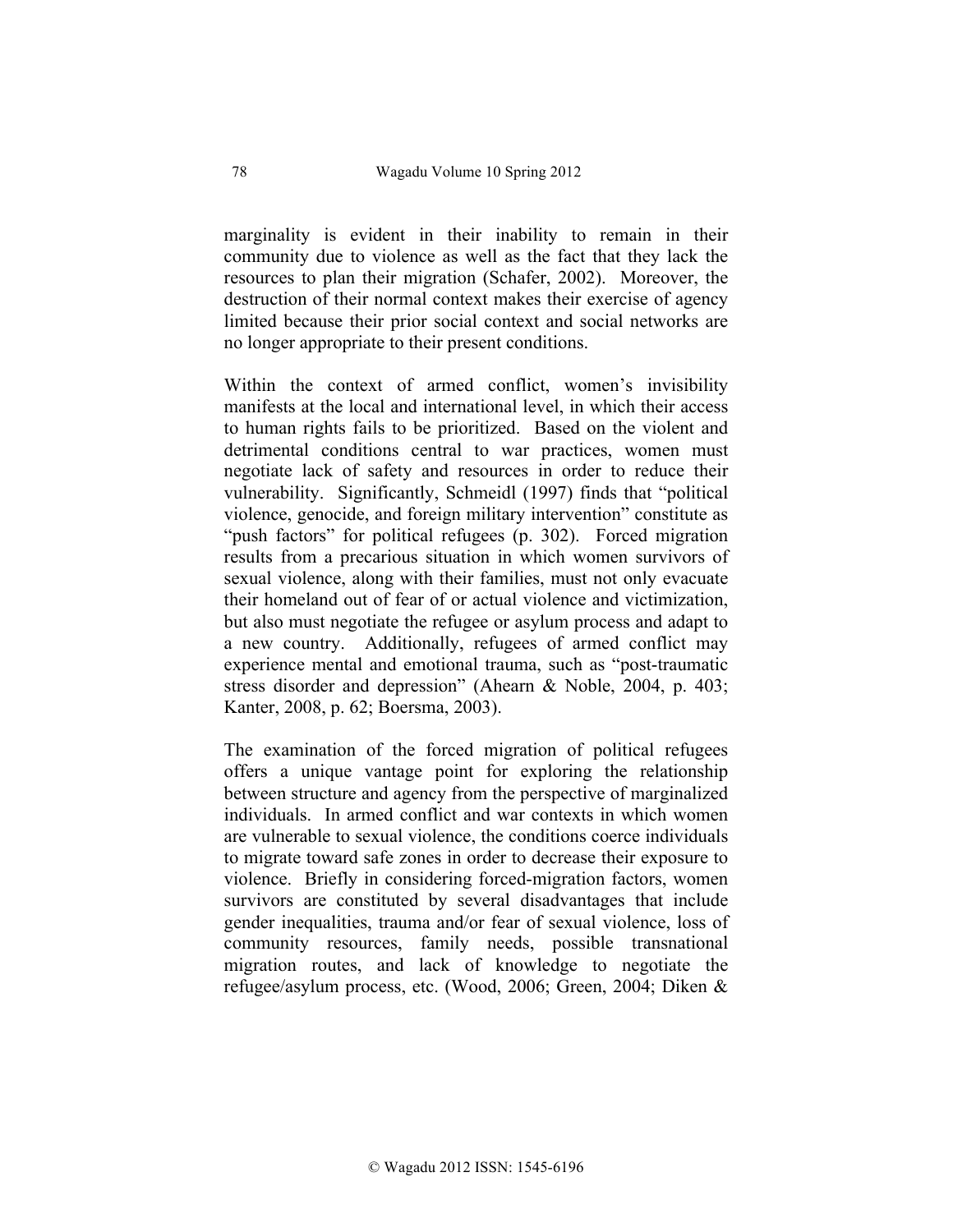marginality is evident in their inability to remain in their community due to violence as well as the fact that they lack the resources to plan their migration (Schafer, 2002). Moreover, the destruction of their normal context makes their exercise of agency limited because their prior social context and social networks are no longer appropriate to their present conditions.

Within the context of armed conflict, women's invisibility manifests at the local and international level, in which their access to human rights fails to be prioritized. Based on the violent and detrimental conditions central to war practices, women must negotiate lack of safety and resources in order to reduce their vulnerability. Significantly, Schmeidl (1997) finds that "political violence, genocide, and foreign military intervention" constitute as "push factors" for political refugees (p. 302). Forced migration results from a precarious situation in which women survivors of sexual violence, along with their families, must not only evacuate their homeland out of fear of or actual violence and victimization, but also must negotiate the refugee or asylum process and adapt to a new country. Additionally, refugees of armed conflict may experience mental and emotional trauma, such as "post-traumatic stress disorder and depression" (Ahearn & Noble, 2004, p. 403; Kanter, 2008, p. 62; Boersma, 2003).

The examination of the forced migration of political refugees offers a unique vantage point for exploring the relationship between structure and agency from the perspective of marginalized individuals. In armed conflict and war contexts in which women are vulnerable to sexual violence, the conditions coerce individuals to migrate toward safe zones in order to decrease their exposure to violence. Briefly in considering forced-migration factors, women survivors are constituted by several disadvantages that include gender inequalities, trauma and/or fear of sexual violence, loss of community resources, family needs, possible transnational migration routes, and lack of knowledge to negotiate the refugee/asylum process, etc. (Wood, 2006; Green, 2004; Diken &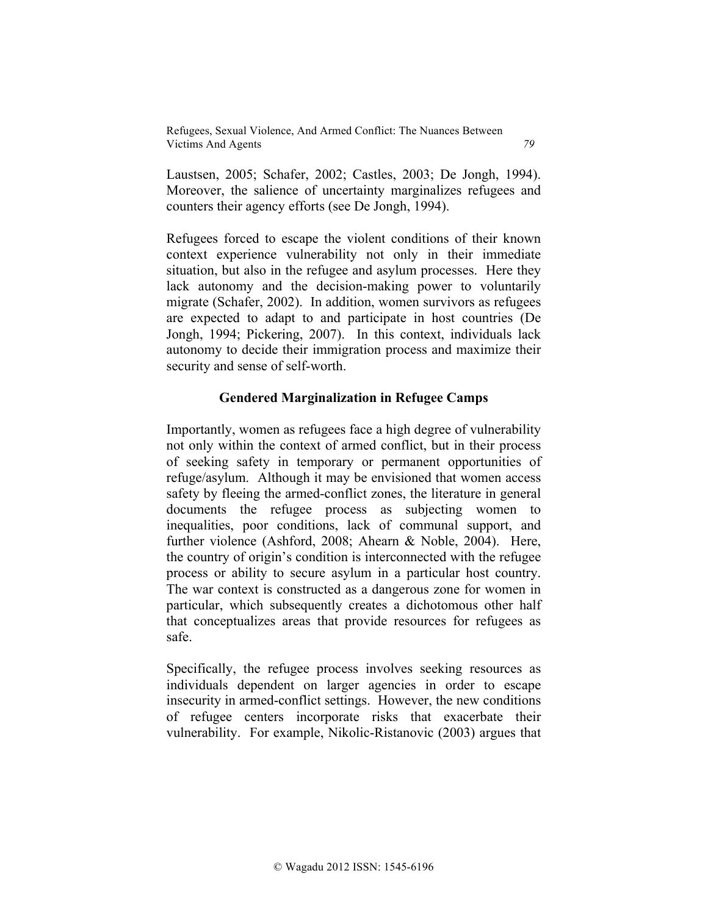Laustsen, 2005; Schafer, 2002; Castles, 2003; De Jongh, 1994). Moreover, the salience of uncertainty marginalizes refugees and counters their agency efforts (see De Jongh, 1994).

Refugees forced to escape the violent conditions of their known context experience vulnerability not only in their immediate situation, but also in the refugee and asylum processes. Here they lack autonomy and the decision-making power to voluntarily migrate (Schafer, 2002). In addition, women survivors as refugees are expected to adapt to and participate in host countries (De Jongh, 1994; Pickering, 2007). In this context, individuals lack autonomy to decide their immigration process and maximize their security and sense of self-worth.

### Gendered Marginalization in Refugee Camps

Importantly, women as refugees face a high degree of vulnerability not only within the context of armed conflict, but in their process of seeking safety in temporary or permanent opportunities of refuge/asylum. Although it may be envisioned that women access safety by fleeing the armed-conflict zones, the literature in general documents the refugee process as subjecting women to inequalities, poor conditions, lack of communal support, and further violence (Ashford, 2008; Ahearn & Noble, 2004). Here, the country of origin's condition is interconnected with the refugee process or ability to secure asylum in a particular host country. The war context is constructed as a dangerous zone for women in particular, which subsequently creates a dichotomous other half that conceptualizes areas that provide resources for refugees as safe.

Specifically, the refugee process involves seeking resources as individuals dependent on larger agencies in order to escape insecurity in armed-conflict settings. However, the new conditions of refugee centers incorporate risks that exacerbate their vulnerability. For example, Nikolic-Ristanovic (2003) argues that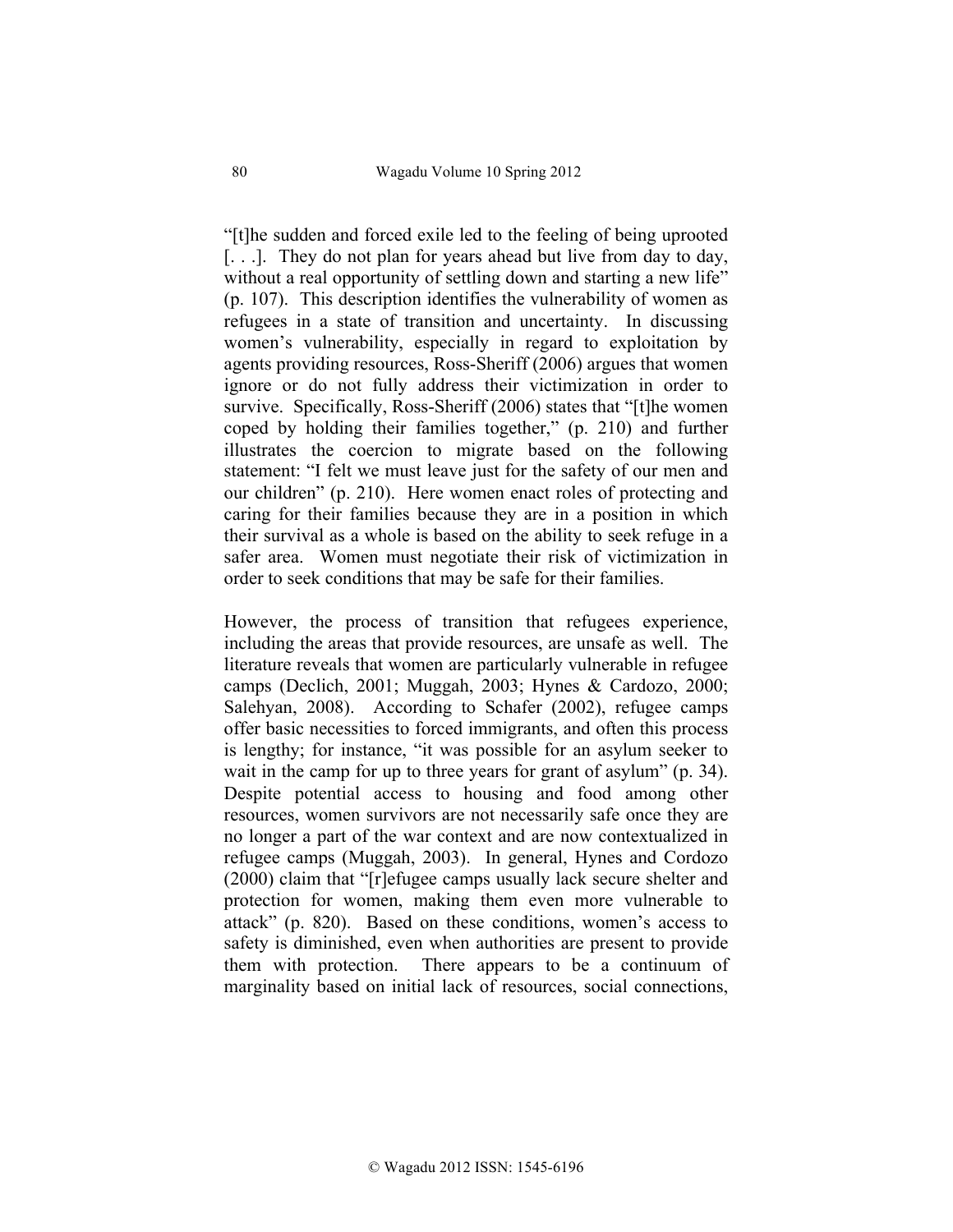“[t]he sudden and forced exile led to the feeling of being uprooted [. . .]. They do not plan for years ahead but live from day to day, without a real opportunity of settling down and starting a new life” (p. 107). This description identifies the vulnerability of women as refugees in a state of transition and uncertainty. In discussing women’s vulnerability, especially in regard to exploitation by agents providing resources, Ross-Sheriff (2006) argues that women ignore or do not fully address their victimization in order to survive. Specifically, Ross-Sheriff (2006) states that “[t]he women coped by holding their families together,” (p. 210) and further illustrates the coercion to migrate based on the following statement: “I felt we must leave just for the safety of our men and our children” (p. 210). Here women enact roles of protecting and caring for their families because they are in a position in which their survival as a whole is based on the ability to seek refuge in a safer area. Women must negotiate their risk of victimization in order to seek conditions that may be safe for their families.

However, the process of transition that refugees experience, including the areas that provide resources, are unsafe as well. The literature reveals that women are particularly vulnerable in refugee camps (Declich, 2001; Muggah, 2003; Hynes & Cardozo, 2000; Salehyan, 2008). According to Schafer (2002), refugee camps offer basic necessities to forced immigrants, and often this process is lengthy; for instance, “it was possible for an asylum seeker to wait in the camp for up to three years for grant of asylum” (p. 34). Despite potential access to housing and food among other resources, women survivors are not necessarily safe once they are no longer a part of the war context and are now contextualized in refugee camps (Muggah, 2003). In general, Hynes and Cordozo (2000) claim that “[r]efugee camps usually lack secure shelter and protection for women, making them even more vulnerable to attack” (p. 820). Based on these conditions, women’s access to safety is diminished, even when authorities are present to provide them with protection. There appears to be a continuum of marginality based on initial lack of resources, social connections,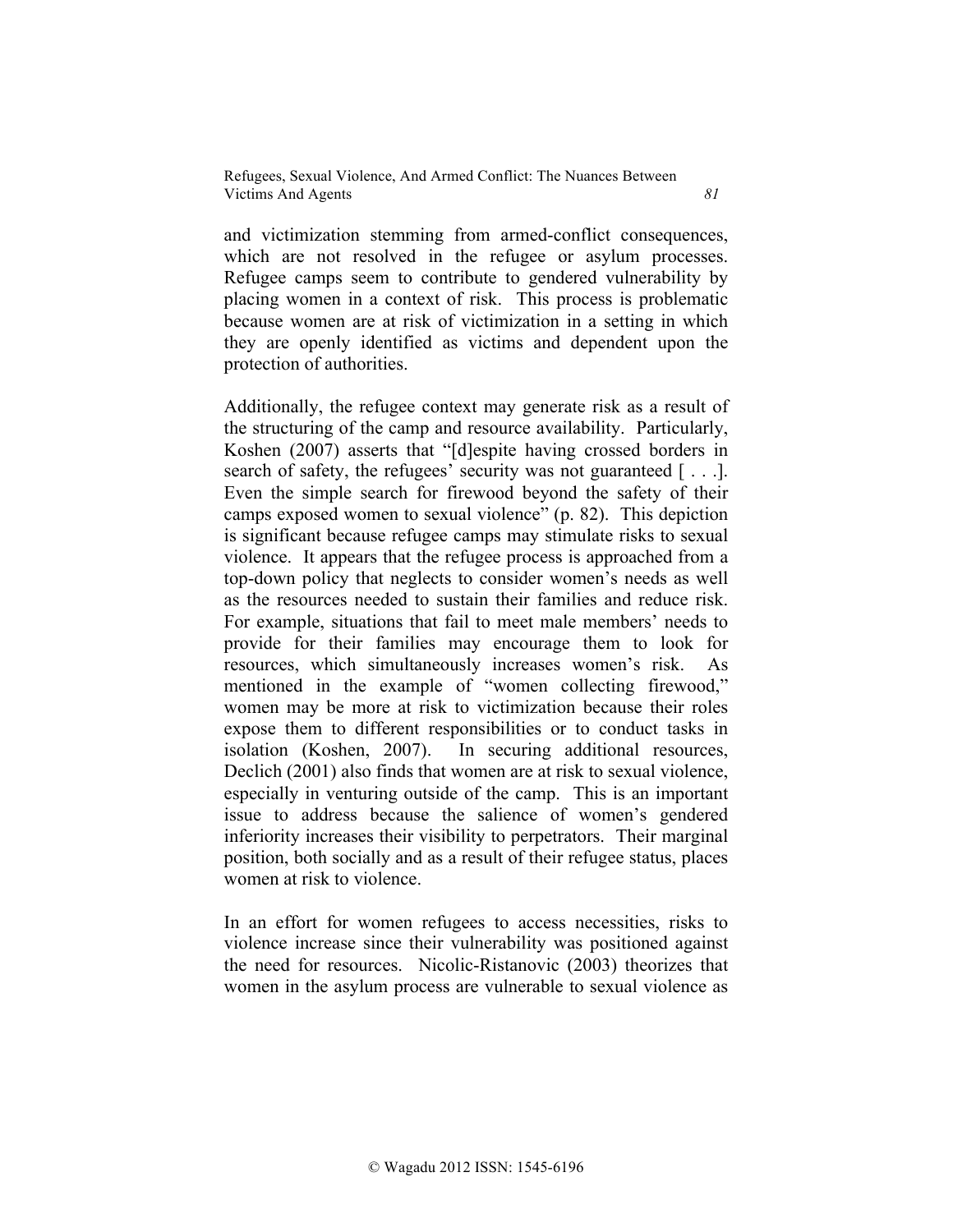and victimization stemming from armed-conflict consequences, which are not resolved in the refugee or asylum processes. Refugee camps seem to contribute to gendered vulnerability by placing women in a context of risk. This process is problematic because women are at risk of victimization in a setting in which they are openly identified as victims and dependent upon the protection of authorities.

Additionally, the refugee context may generate risk as a result of the structuring of the camp and resource availability. Particularly, Koshen (2007) asserts that "[d]espite having crossed borders in search of safety, the refugees' security was not guaranteed [ . . .]. Even the simple search for firewood beyond the safety of their camps exposed women to sexual violence" (p. 82). This depiction is significant because refugee camps may stimulate risks to sexual violence. It appears that the refugee process is approached from a top-down policy that neglects to consider women's needs as well as the resources needed to sustain their families and reduce risk. For example, situations that fail to meet male members' needs to provide for their families may encourage them to look for resources, which simultaneously increases women's risk. As mentioned in the example of "women collecting firewood," women may be more at risk to victimization because their roles expose them to different responsibilities or to conduct tasks in isolation (Koshen, 2007). In securing additional resources, Declich (2001) also finds that women are at risk to sexual violence, especially in venturing outside of the camp. This is an important issue to address because the salience of women's gendered inferiority increases their visibility to perpetrators. Their marginal position, both socially and as a result of their refugee status, places women at risk to violence.

In an effort for women refugees to access necessities, risks to violence increase since their vulnerability was positioned against the need for resources. Nicolic-Ristanovic (2003) theorizes that women in the asylum process are vulnerable to sexual violence as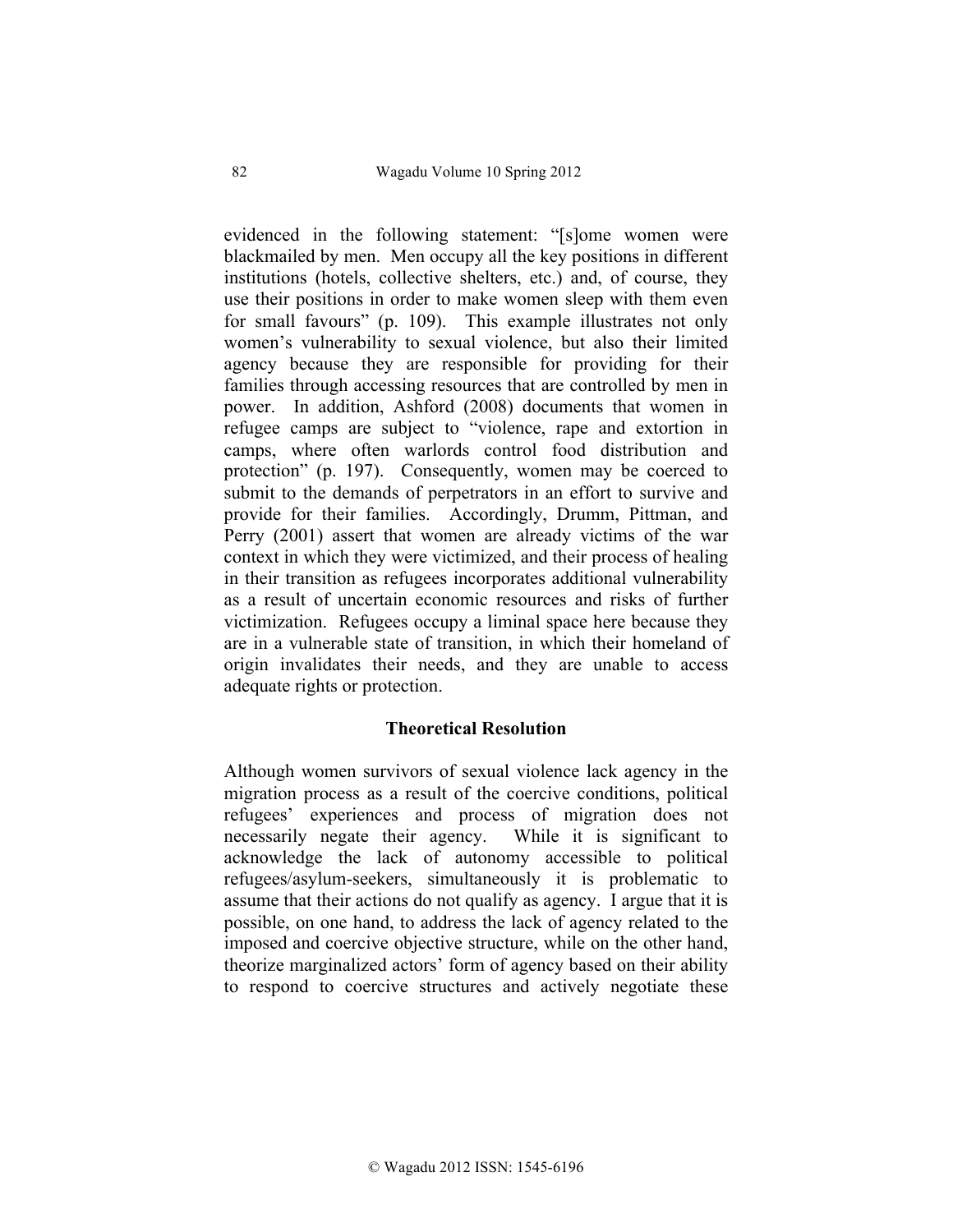evidenced in the following statement: "[s]ome women were blackmailed by men. Men occupy all the key positions in different institutions (hotels, collective shelters, etc.) and, of course, they use their positions in order to make women sleep with them even for small favours" (p. 109). This example illustrates not only women's vulnerability to sexual violence, but also their limited agency because they are responsible for providing for their families through accessing resources that are controlled by men in power. In addition, Ashford (2008) documents that women in refugee camps are subject to "violence, rape and extortion in camps, where often warlords control food distribution and protection" (p. 197). Consequently, women may be coerced to submit to the demands of perpetrators in an effort to survive and provide for their families. Accordingly, Drumm, Pittman, and Perry (2001) assert that women are already victims of the war context in which they were victimized, and their process of healing in their transition as refugees incorporates additional vulnerability as a result of uncertain economic resources and risks of further victimization. Refugees occupy a liminal space here because they are in a vulnerable state of transition, in which their homeland of origin invalidates their needs, and they are unable to access adequate rights or protection.

## Theoretical Resolution

Although women survivors of sexual violence lack agency in the migration process as a result of the coercive conditions, political refugees' experiences and process of migration does not necessarily negate their agency. While it is significant to acknowledge the lack of autonomy accessible to political refugees/asylum-seekers, simultaneously it is problematic to assume that their actions do not qualify as agency. I argue that it is possible, on one hand, to address the lack of agency related to the imposed and coercive objective structure, while on the other hand, theorize marginalized actors' form of agency based on their ability to respond to coercive structures and actively negotiate these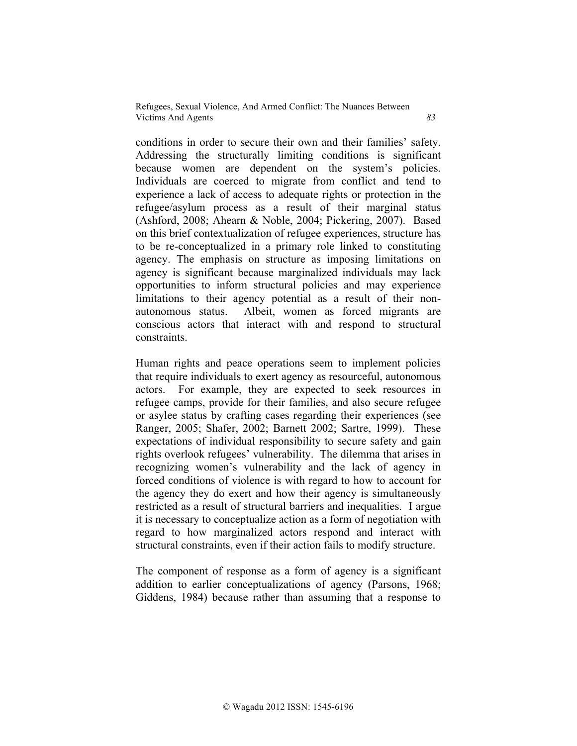conditions in order to secure their own and their families' safety. Addressing the structurally limiting conditions is significant because women are dependent on the system's policies. Individuals are coerced to migrate from conflict and tend to experience a lack of access to adequate rights or protection in the refugee/asylum process as a result of their marginal status (Ashford, 2008; Ahearn & Noble, 2004; Pickering, 2007). Based on this brief contextualization of refugee experiences, structure has to be re-conceptualized in a primary role linked to constituting agency. The emphasis on structure as imposing limitations on agency is significant because marginalized individuals may lack opportunities to inform structural policies and may experience limitations to their agency potential as a result of their non-autonomous status. Albeit, women as forced migrants are conscious actors that interact with and respond to structural constraints.

Human rights and peace operations seem to implement policies that require individuals to exert agency as resourceful, autonomous actors. For example, they are expected to seek resources in refugee camps, provide for their families, and also secure refugee or asylee status by crafting cases regarding their experiences (see Ranger, 2005; Shafer, 2002; Barnett 2002; Sartre, 1999). These expectations of individual responsibility to secure safety and gain rights overlook refugees' vulnerability. The dilemma that arises in recognizing women's vulnerability and the lack of agency in forced conditions of violence is with regard to how to account for the agency they do exert and how their agency is simultaneously restricted as a result of structural barriers and inequalities. I argue it is necessary to conceptualize action as a form of negotiation with regard to how marginalized actors respond and interact with structural constraints, even if their action fails to modify structure.

The component of response as a form of agency is a significant addition to earlier conceptualizations of agency (Parsons, 1968; Giddens, 1984) because rather than assuming that a response to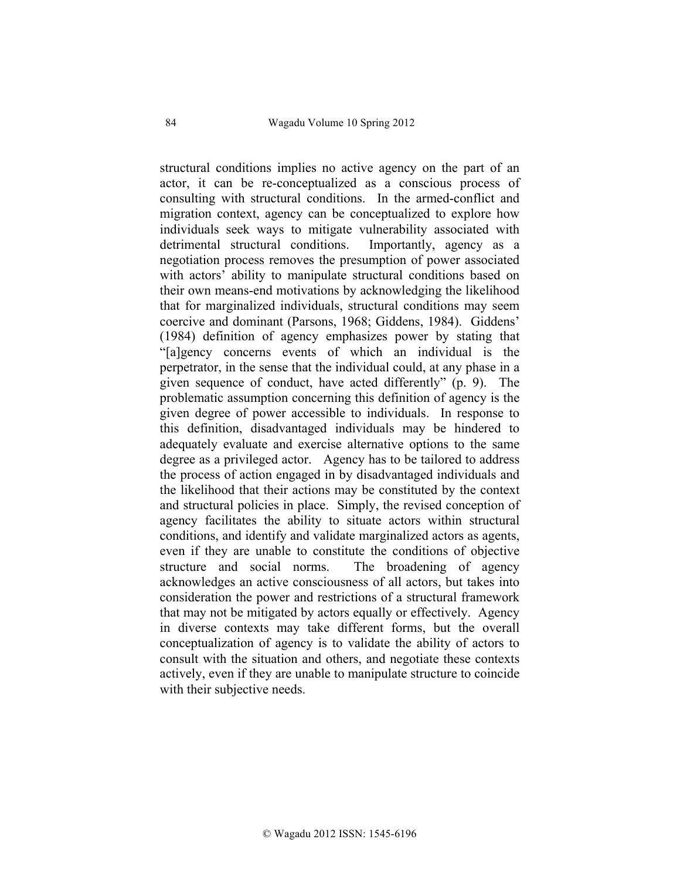structural conditions implies no active agency on the part of an actor, it can be re-conceptualized as a conscious process of consulting with structural conditions. In the armed-conflict and migration context, agency can be conceptualized to explore how individuals seek ways to mitigate vulnerability associated with detrimental structural conditions. Importantly, agency as a negotiation process removes the presumption of power associated with actors' ability to manipulate structural conditions based on their own means-end motivations by acknowledging the likelihood that for marginalized individuals, structural conditions may seem coercive and dominant (Parsons, 1968; Giddens, 1984). Giddens' (1984) definition of agency emphasizes power by stating that "[a]gency concerns events of which an individual is the perpetrator, in the sense that the individual could, at any phase in a given sequence of conduct, have acted differently" (p. 9). The problematic assumption concerning this definition of agency is the given degree of power accessible to individuals. In response to this definition, disadvantaged individuals may be hindered to adequately evaluate and exercise alternative options to the same degree as a privileged actor. Agency has to be tailored to address the process of action engaged in by disadvantaged individuals and the likelihood that their actions may be constituted by the context and structural policies in place. Simply, the revised conception of agency facilitates the ability to situate actors within structural conditions, and identify and validate marginalized actors as agents, even if they are unable to constitute the conditions of objective structure and social norms. The broadening of agency acknowledges an active consciousness of all actors, but takes into consideration the power and restrictions of a structural framework that may not be mitigated by actors equally or effectively. Agency in diverse contexts may take different forms, but the overall conceptualization of agency is to validate the ability of actors to consult with the situation and others, and negotiate these contexts actively, even if they are unable to manipulate structure to coincide with their subjective needs.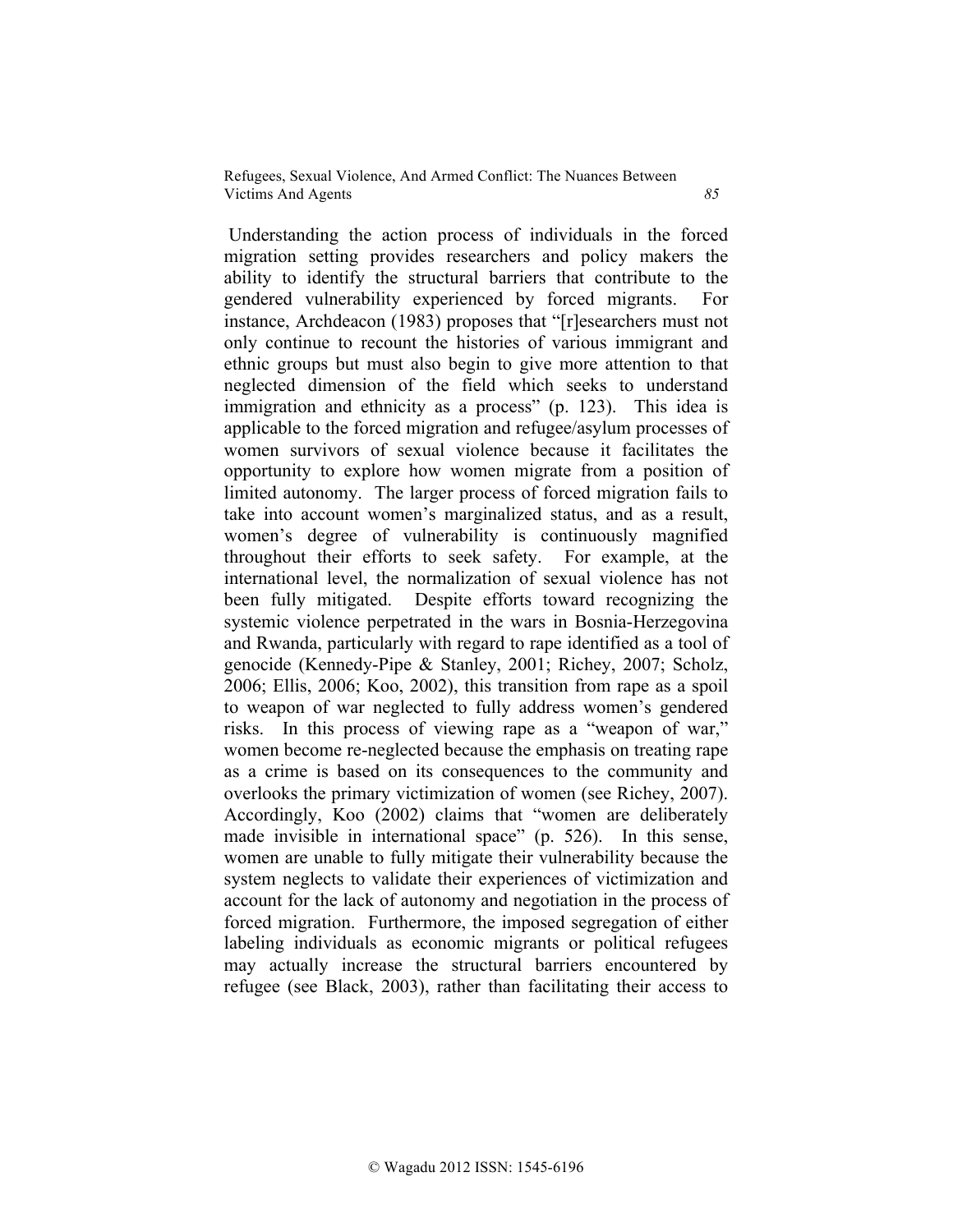Understanding the action process of individuals in the forced migration setting provides researchers and policy makers the ability to identify the structural barriers that contribute to the gendered vulnerability experienced by forced migrants. For instance, Archdeacon (1983) proposes that "[r]esearchers must not only continue to recount the histories of various immigrant and ethnic groups but must also begin to give more attention to that neglected dimension of the field which seeks to understand immigration and ethnicity as a process" (p. 123). This idea is applicable to the forced migration and refugee/asylum processes of women survivors of sexual violence because it facilitates the opportunity to explore how women migrate from a position of limited autonomy. The larger process of forced migration fails to take into account women's marginalized status, and as a result, women's degree of vulnerability is continuously magnified throughout their efforts to seek safety. For example, at the international level, the normalization of sexual violence has not been fully mitigated. Despite efforts toward recognizing the systemic violence perpetrated in the wars in Bosnia-Herzegovina and Rwanda, particularly with regard to rape identified as a tool of genocide (Kennedy-Pipe & Stanley, 2001; Richey, 2007; Scholz, 2006; Ellis, 2006; Koo, 2002), this transition from rape as a spoil to weapon of war neglected to fully address women's gendered risks. In this process of viewing rape as a "weapon of war," women become re-neglected because the emphasis on treating rape as a crime is based on its consequences to the community and overlooks the primary victimization of women (see Richey, 2007). Accordingly, Koo (2002) claims that "women are deliberately made invisible in international space" (p. 526). In this sense, women are unable to fully mitigate their vulnerability because the system neglects to validate their experiences of victimization and account for the lack of autonomy and negotiation in the process of forced migration. Furthermore, the imposed segregation of either labeling individuals as economic migrants or political refugees may actually increase the structural barriers encountered by refugee (see Black, 2003), rather than facilitating their access to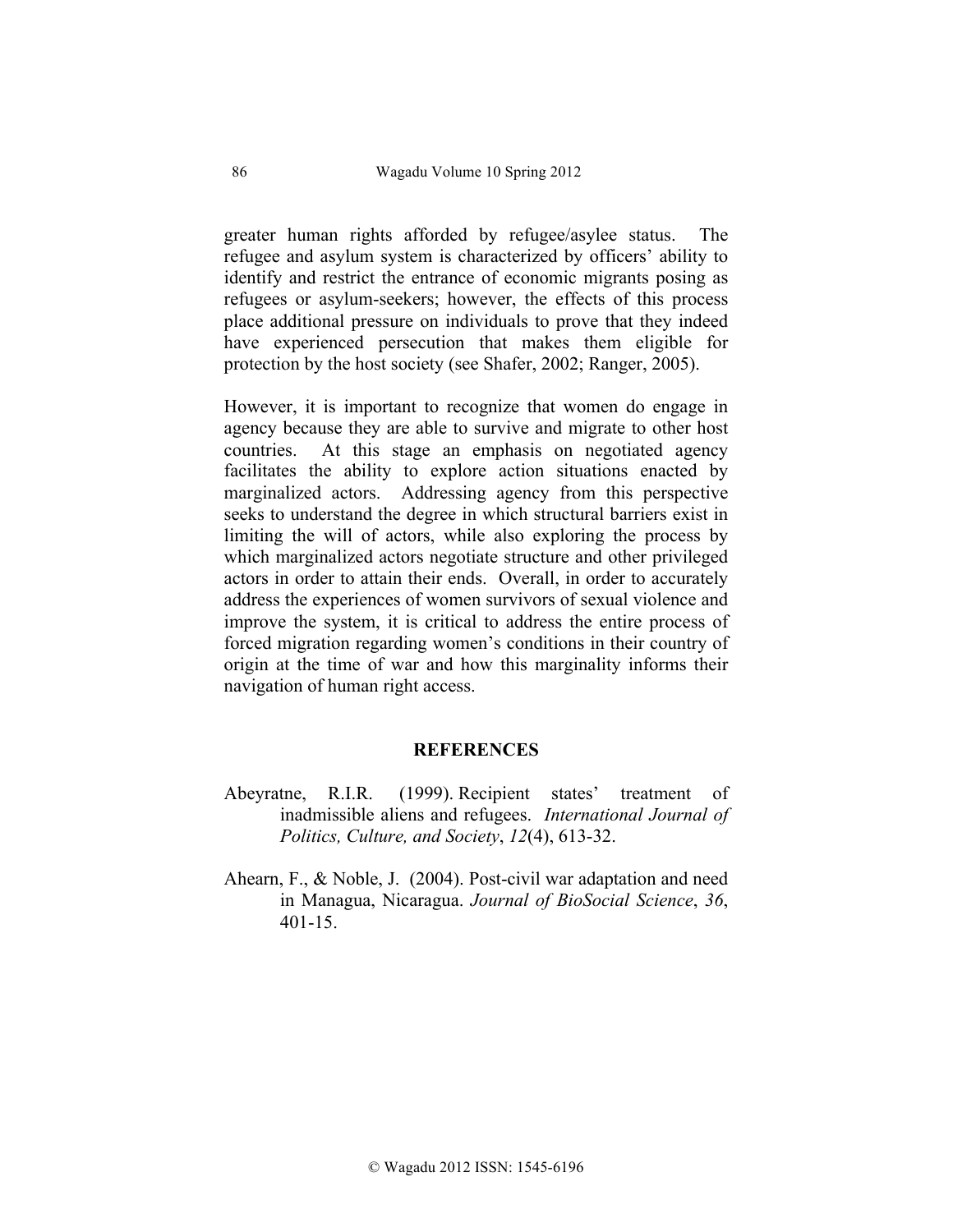greater human rights afforded by refugee/asylee status. The refugee and asylum system is characterized by officers' ability to identify and restrict the entrance of economic migrants posing as refugees or asylum-seekers; however, the effects of this process place additional pressure on individuals to prove that they indeed have experienced persecution that makes them eligible for protection by the host society (see Shafer, 2002; Ranger, 2005).

However, it is important to recognize that women do engage in agency because they are able to survive and migrate to other host countries. At this stage an emphasis on negotiated agency facilitates the ability to explore action situations enacted by marginalized actors. Addressing agency from this perspective seeks to understand the degree in which structural barriers exist in limiting the will of actors, while also exploring the process by which marginalized actors negotiate structure and other privileged actors in order to attain their ends. Overall, in order to accurately address the experiences of women survivors of sexual violence and improve the system, it is critical to address the entire process of forced migration regarding women's conditions in their country of origin at the time of war and how this marginality informs their navigation of human right access.

## REFERENCES

Abeyratne, R.I.R. (1999). Recipient states' treatment of inadmissible aliens and refugees. *International Journal of Politics, Culture, and Society*, *12*(4), 613-32.

Ahearn, F., & Noble, J. (2004). Post-civil war adaptation and need in Managua, Nicaragua. *Journal of BioSocial Science*, *36*, 401-15.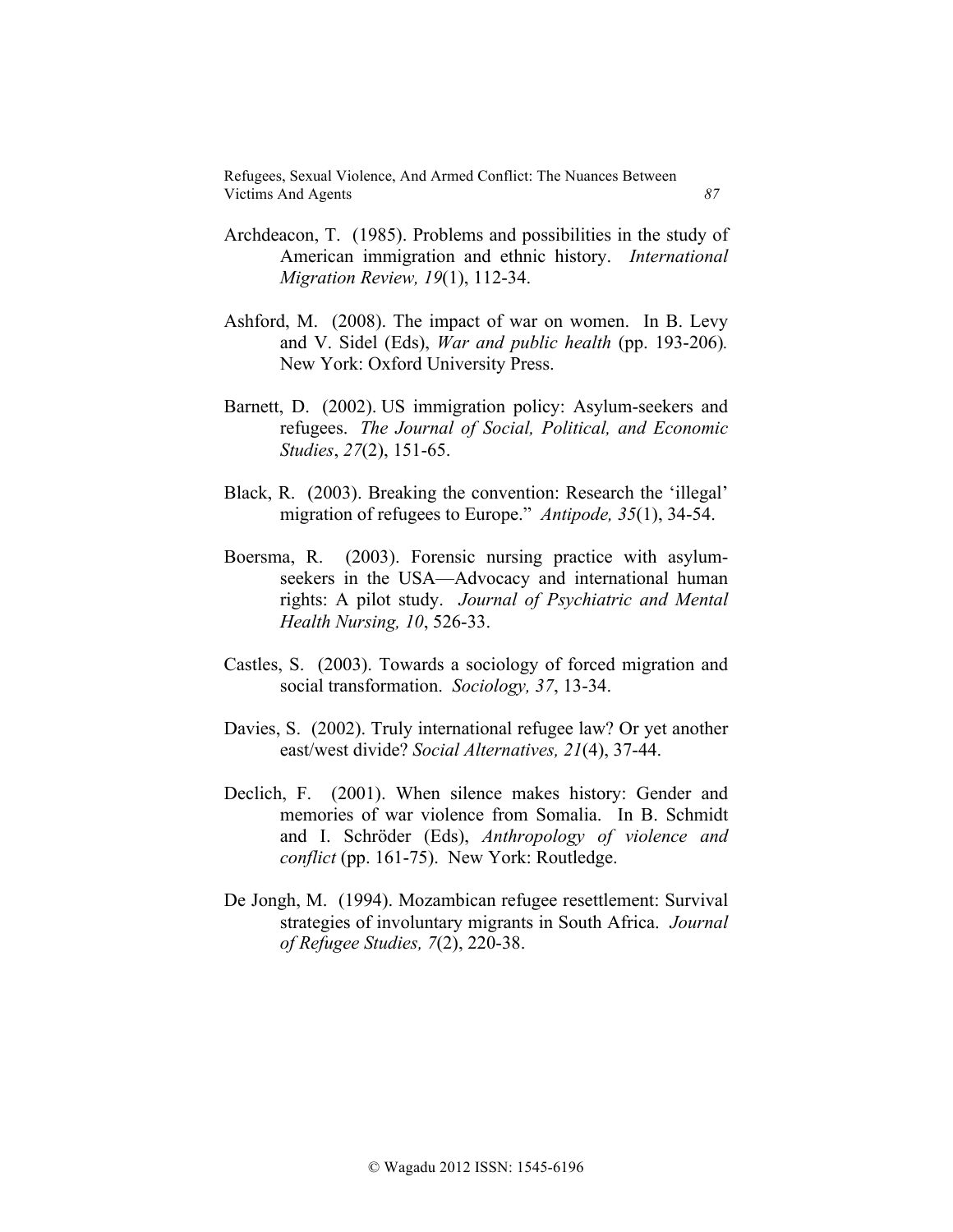Archdeacon, T. (1985). Problems and possibilities in the study of American immigration and ethnic history. *International Migration Review, 19*(1), 112-34.

Ashford, M. (2008). The impact of war on women. In B. Levy and V. Sidel (Eds), *War and public health* (pp. 193-206)*.* New York: Oxford University Press.

Barnett, D. (2002). US immigration policy: Asylum-seekers and refugees. *The Journal of Social, Political, and Economic Studies*, *27*(2), 151-65.

Black, R. (2003). Breaking the convention: Research the 'illegal' migration of refugees to Europe." *Antipode, 35*(1), 34-54.

Boersma, R. (2003). Forensic nursing practice with asylum-seekers in the USA—Advocacy and international human rights: A pilot study. *Journal of Psychiatric and Mental Health Nursing, 10*, 526-33.

Castles, S. (2003). Towards a sociology of forced migration and social transformation. *Sociology, 37*, 13-34.

Davies, S. (2002). Truly international refugee law? Or yet another east/west divide? *Social Alternatives, 21*(4), 37-44.

Declich, F. (2001). When silence makes history: Gender and memories of war violence from Somalia. In B. Schmidt and I. Schröder (Eds), *Anthropology of violence and conflict* (pp. 161-75). New York: Routledge.

De Jongh, M. (1994). Mozambican refugee resettlement: Survival strategies of involuntary migrants in South Africa. *Journal of Refugee Studies, 7*(2), 220-38.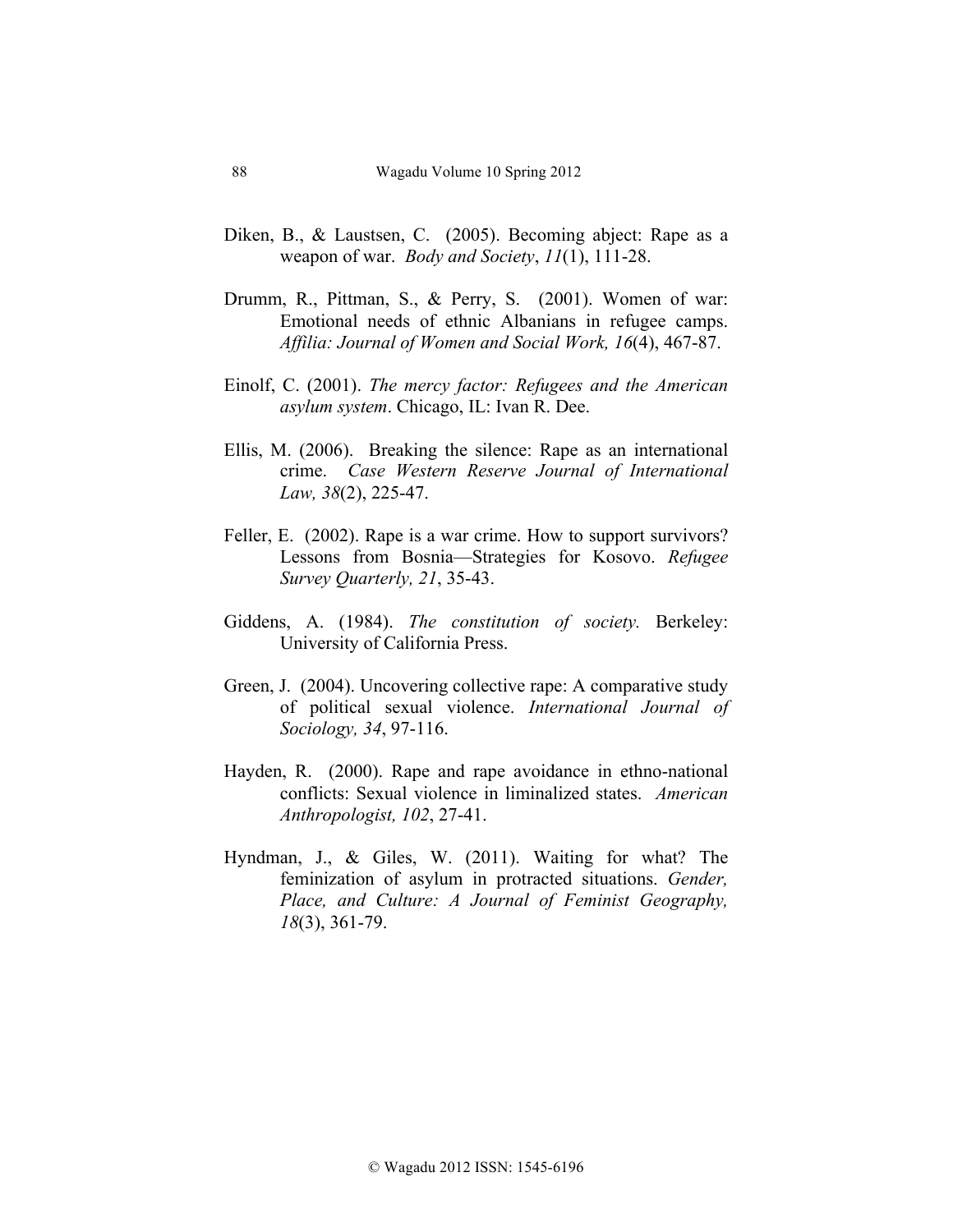Diken, B., & Laustsen, C. (2005). Becoming abject: Rape as a weapon of war. *Body and Society*, *11*(1), 111-28.

Drumm, R., Pittman, S., & Perry, S. (2001). Women of war: Emotional needs of ethnic Albanians in refugee camps. *Affilia: Journal of Women and Social Work, 16*(4), 467-87.

Einolf, C. (2001). *The mercy factor: Refugees and the American asylum system*. Chicago, IL: Ivan R. Dee.

Ellis, M. (2006). Breaking the silence: Rape as an international crime. *Case Western Reserve Journal of International Law, 38*(2), 225-47.

Feller, E. (2002). Rape is a war crime. How to support survivors? Lessons from Bosnia—Strategies for Kosovo. *Refugee Survey Quarterly, 21*, 35-43.

Giddens, A. (1984). *The constitution of society.* Berkeley: University of California Press.

Green, J. (2004). Uncovering collective rape: A comparative study of political sexual violence. *International Journal of Sociology, 34*, 97-116.

Hayden, R. (2000). Rape and rape avoidance in ethno-national conflicts: Sexual violence in liminalized states. *American Anthropologist, 102*, 27-41.

Hyndman, J., & Giles, W. (2011). Waiting for what? The feminization of asylum in protracted situations. *Gender, Place, and Culture: A Journal of Feminist Geography, 18*(3), 361-79.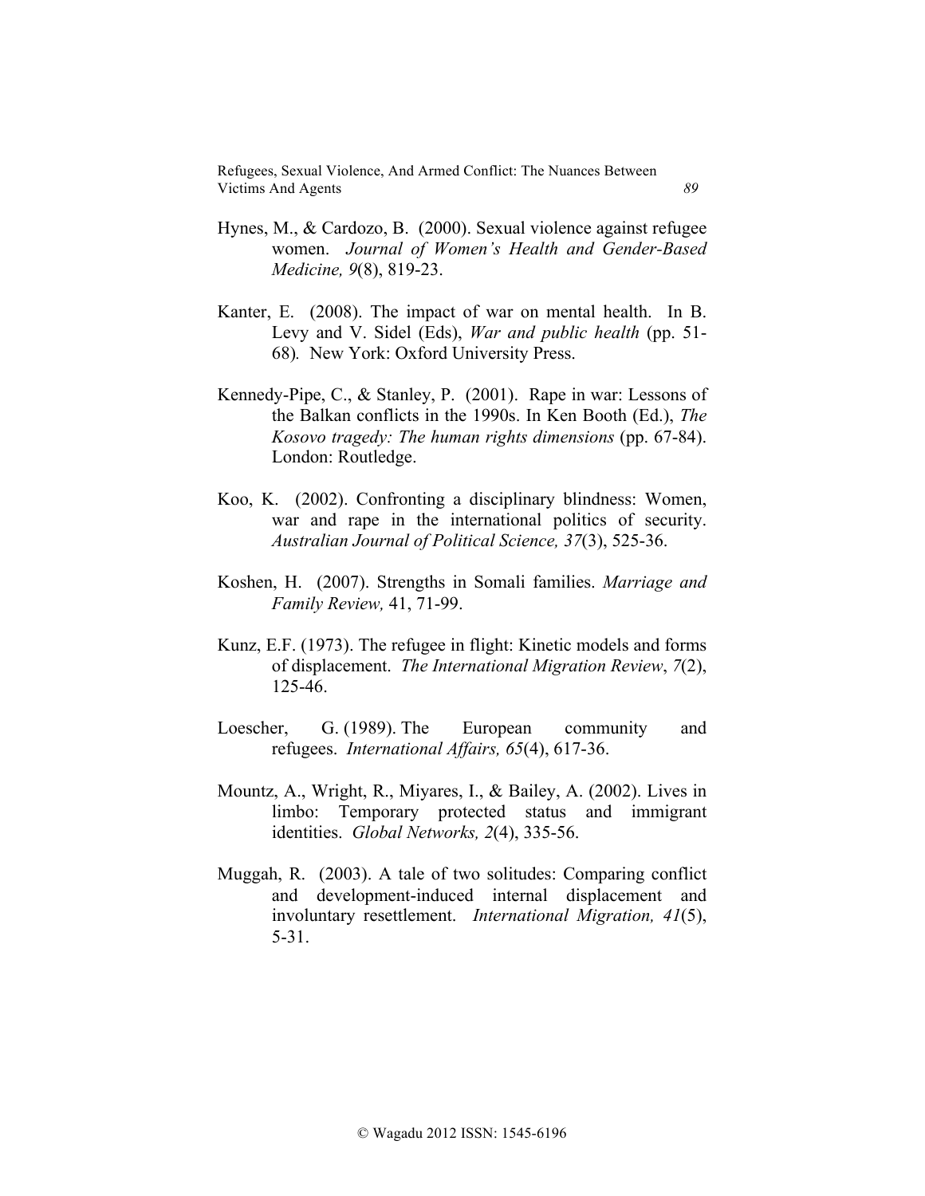Hynes, M., & Cardozo, B. (2000). Sexual violence against refugee women. *Journal of Women's Health and Gender-Based Medicine, 9*(8), 819-23.

Kanter, E. (2008). The impact of war on mental health. In B. Levy and V. Sidel (Eds), *War and public health* (pp. 51-68). New York: Oxford University Press.

Kennedy-Pipe, C., & Stanley, P. (2001). Rape in war: Lessons of the Balkan conflicts in the 1990s. In Ken Booth (Ed.), *The Kosovo tragedy: The human rights dimensions* (pp. 67-84). London: Routledge.

Koo, K. (2002). Confronting a disciplinary blindness: Women, war and rape in the international politics of security. *Australian Journal of Political Science, 37*(3), 525-36.

Koshen, H. (2007). Strengths in Somali families. *Marriage and Family Review,* 41, 71-99.

Kunz, E.F. (1973). The refugee in flight: Kinetic models and forms of displacement. *The International Migration Review*, *7*(2), 125-46.

Loescher, G. (1989). The European community and refugees. *International Affairs, 65*(4), 617-36.

Mountz, A., Wright, R., Miyares, I., & Bailey, A. (2002). Lives in limbo: Temporary protected status and immigrant identities. *Global Networks, 2*(4), 335-56.

Muggah, R. (2003). A tale of two solitudes: Comparing conflict and development-induced internal displacement and involuntary resettlement. *International Migration, 41*(5), 5-31.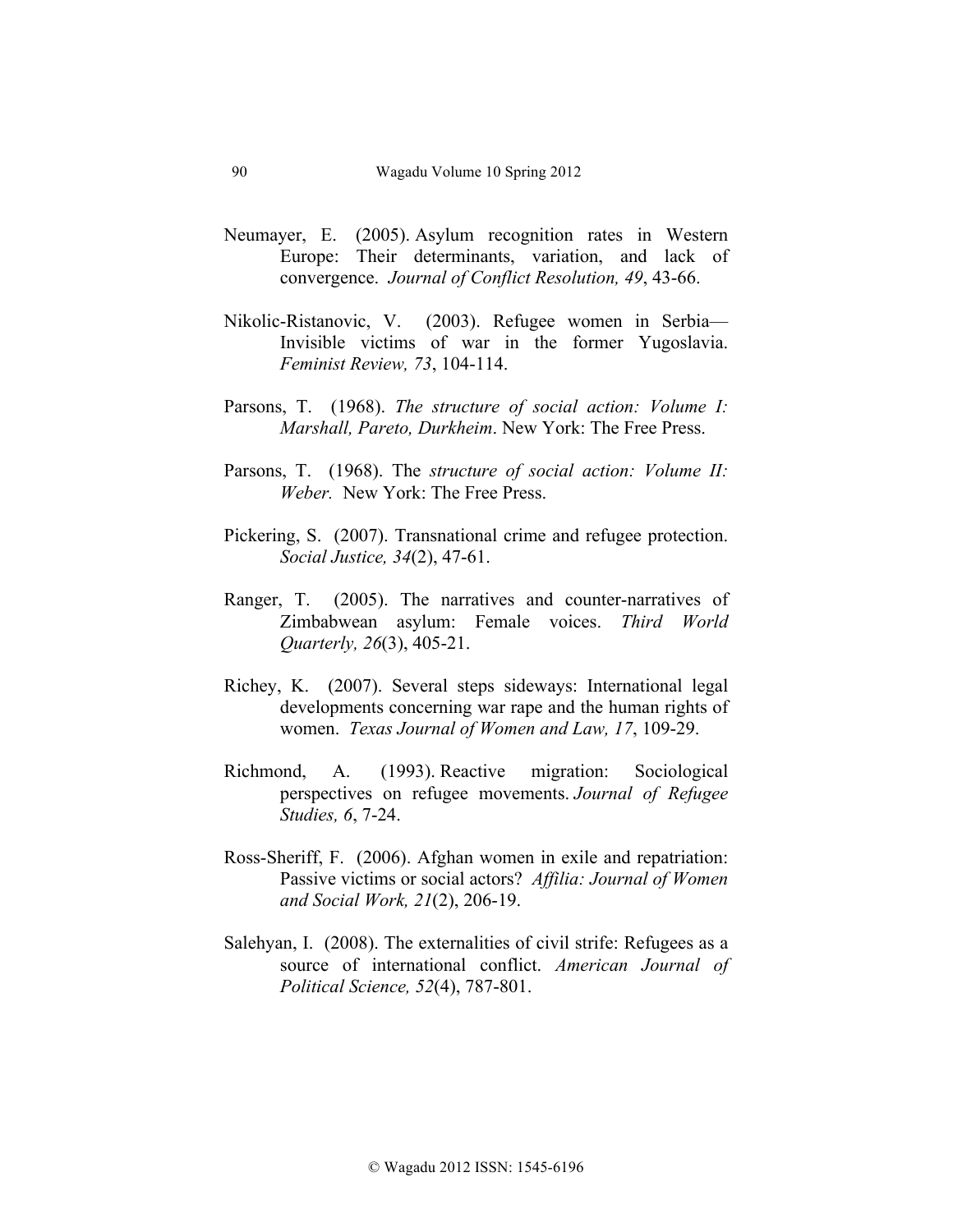Neumayer, E. (2005). Asylum recognition rates in Western Europe: Their determinants, variation, and lack of convergence. *Journal of Conflict Resolution, 49*, 43-66.

Nikolic-Ristanovic, V. (2003). Refugee women in Serbia—Invisible victims of war in the former Yugoslavia. *Feminist Review, 73*, 104-114.

Parsons, T. (1968). *The structure of social action: Volume I: Marshall, Pareto, Durkheim*. New York: The Free Press.

Parsons, T. (1968). The *structure of social action: Volume II: Weber.* New York: The Free Press.

Pickering, S. (2007). Transnational crime and refugee protection. *Social Justice, 34*(2), 47-61.

Ranger, T. (2005). The narratives and counter-narratives of Zimbabwean asylum: Female voices. *Third World Quarterly, 26*(3), 405-21.

Richey, K. (2007). Several steps sideways: International legal developments concerning war rape and the human rights of women. *Texas Journal of Women and Law, 17*, 109-29.

Richmond, A. (1993). Reactive migration: Sociological perspectives on refugee movements. *Journal of Refugee Studies, 6*, 7-24.

Ross-Sheriff, F. (2006). Afghan women in exile and repatriation: Passive victims or social actors? *Affilia: Journal of Women and Social Work, 21*(2), 206-19.

Salehyan, I. (2008). The externalities of civil strife: Refugees as a source of international conflict. *American Journal of Political Science, 52*(4), 787-801.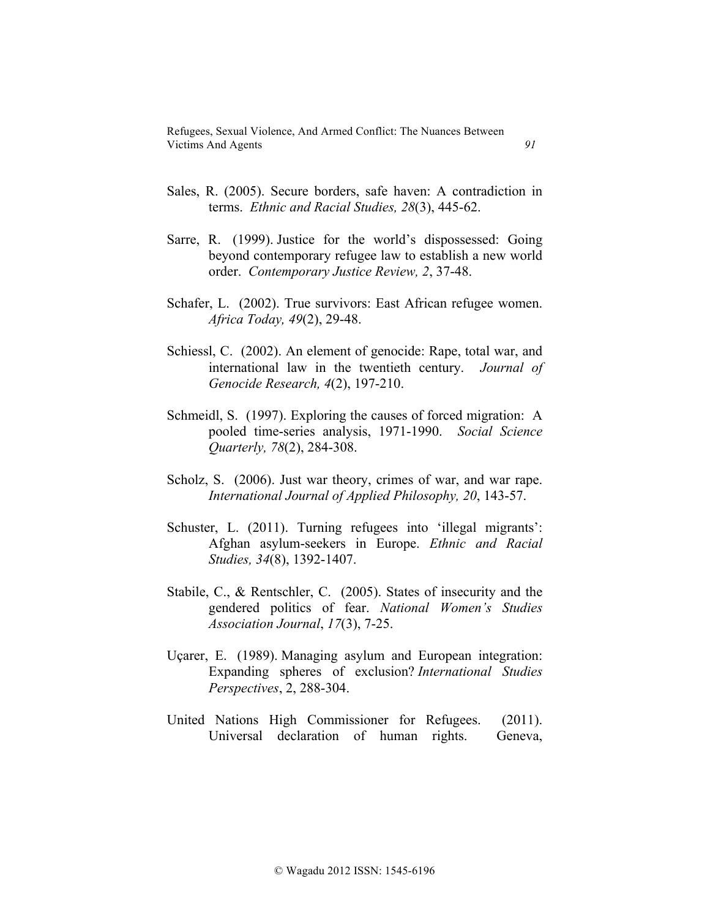Sales, R. (2005). Secure borders, safe haven: A contradiction in terms. *Ethnic and Racial Studies, 28*(3), 445-62.

Sarre, R. (1999). Justice for the world's dispossessed: Going beyond contemporary refugee law to establish a new world order. *Contemporary Justice Review, 2*, 37-48.

Schafer, L. (2002). True survivors: East African refugee women. *Africa Today, 49*(2), 29-48.

Schiessl, C. (2002). An element of genocide: Rape, total war, and international law in the twentieth century. *Journal of Genocide Research, 4*(2), 197-210.

Schmeidl, S. (1997). Exploring the causes of forced migration: A pooled time-series analysis, 1971-1990. *Social Science Quarterly, 78*(2), 284-308.

Scholz, S. (2006). Just war theory, crimes of war, and war rape. *International Journal of Applied Philosophy, 20*, 143-57.

Schuster, L. (2011). Turning refugees into 'illegal migrants': Afghan asylum-seekers in Europe. *Ethnic and Racial Studies, 34*(8), 1392-1407.

Stabile, C., & Rentschler, C. (2005). States of insecurity and the gendered politics of fear. *National Women's Studies Association Journal*, *17*(3), 7-25.

Uçarer, E. (1989). Managing asylum and European integration: Expanding spheres of exclusion? *International Studies Perspectives*, 2, 288-304.

United Nations High Commissioner for Refugees. (2011). Universal declaration of human rights. Geneva,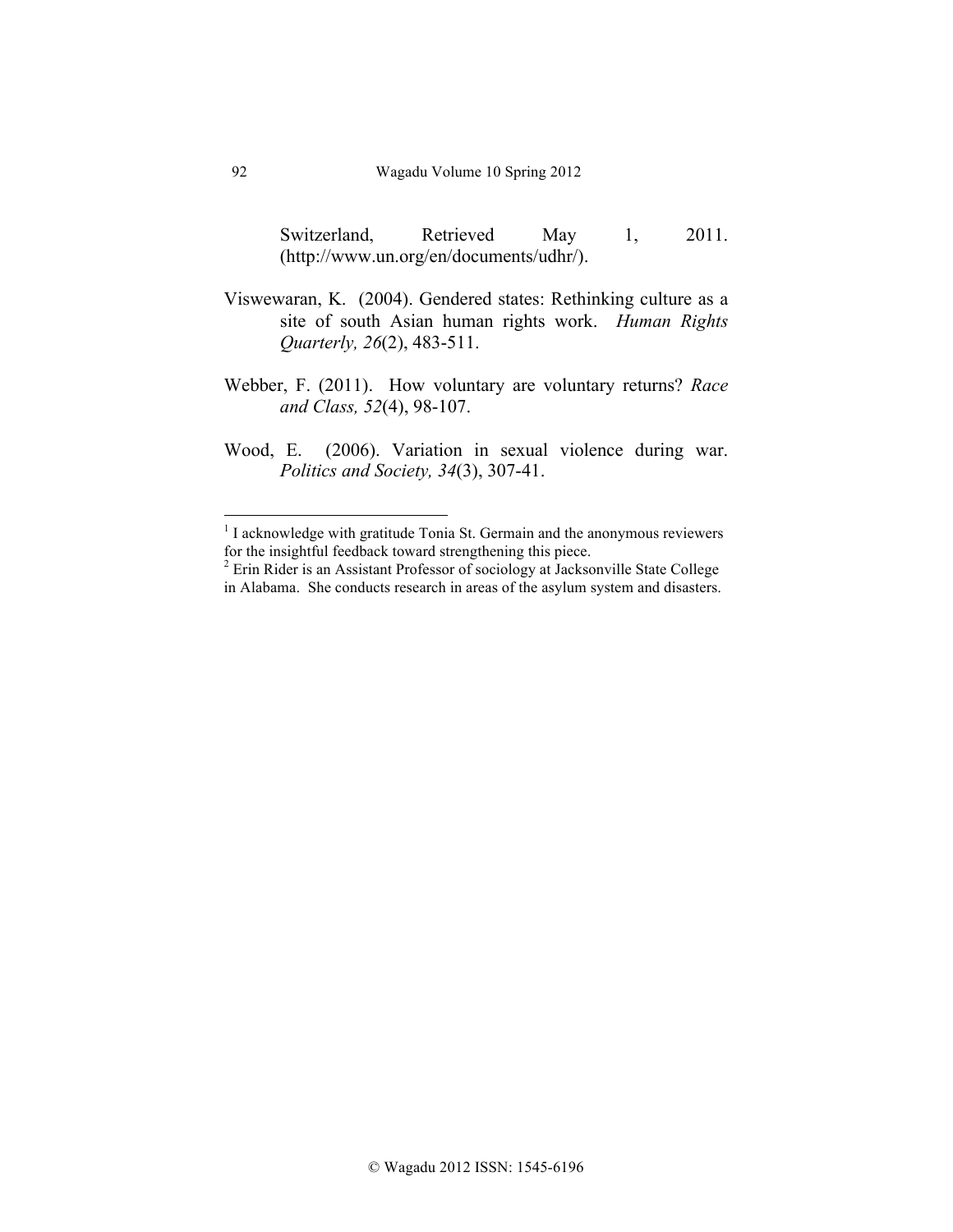Switzerland, Retrieved May 1, 2011. (http://www.un.org/en/documents/udhr/).

Viswewaran, K. (2004). Gendered states: Rethinking culture as a site of south Asian human rights work. *Human Rights Quarterly, 26*(2), 483-511.

Webber, F. (2011). How voluntary are voluntary returns? *Race and Class, 52*(4), 98-107.

Wood, E. (2006). Variation in sexual violence during war. *Politics and Society, 34*(3), 307-41.

---

[1] I acknowledge with gratitude Tonia St. Germain and the anonymous reviewers for the insightful feedback toward strengthening this piece.

[2] Erin Rider is an Assistant Professor of sociology at Jacksonville State College in Alabama. She conducts research in areas of the asylum system and disasters.